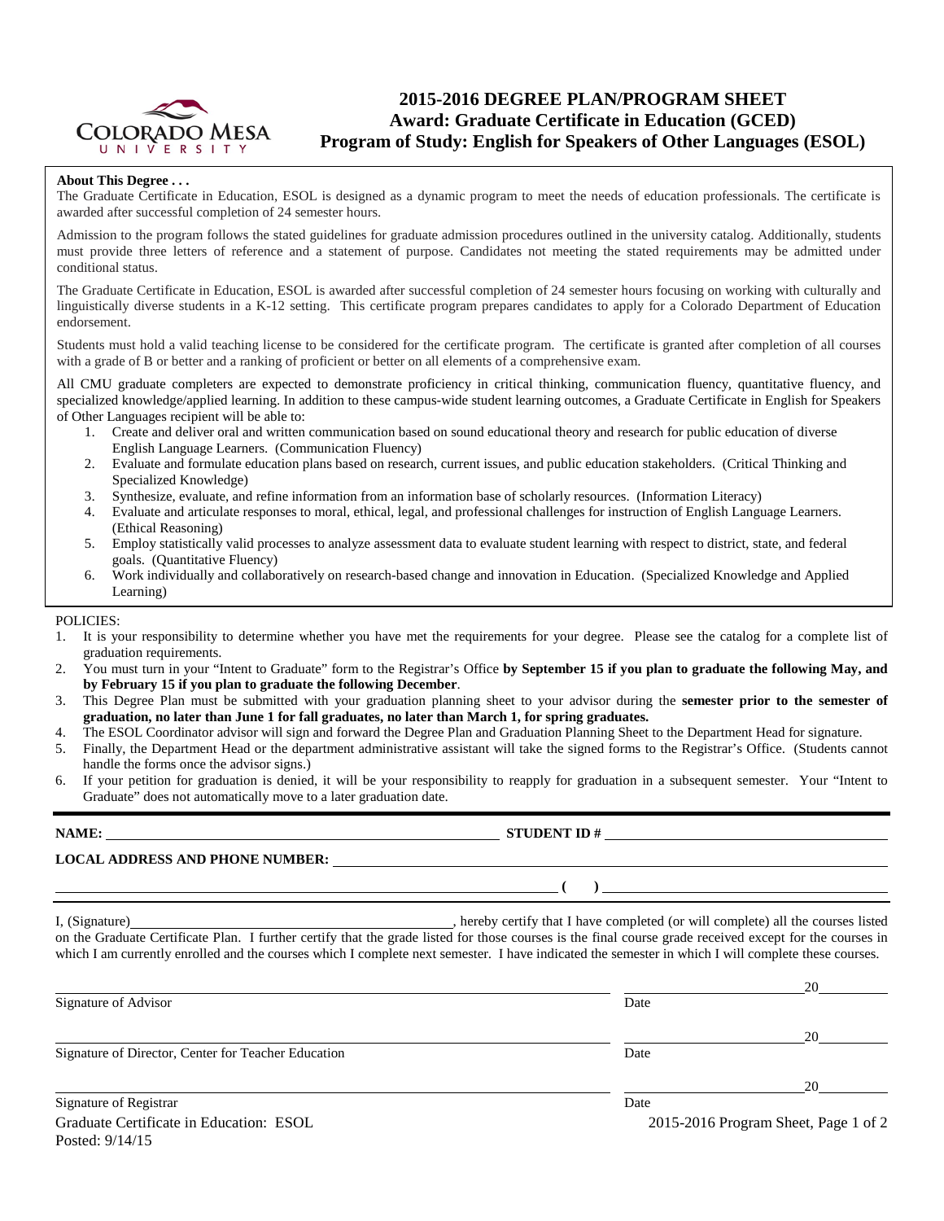# 2015-2016 DEGREE PLAN/PROGRAM SHEET
## Award: Graduate Certificate in Education (GCED)
## Program of Study: English for Speakers of Other Languages (ESOL)

**About This Degree . . .**

The Graduate Certificate in Education, ESOL is designed as a dynamic program to meet the needs of education professionals. The certificate is awarded after successful completion of 24 semester hours.

Admission to the program follows the stated guidelines for graduate admission procedures outlined in the university catalog. Additionally, students must provide three letters of reference and a statement of purpose. Candidates not meeting the stated requirements may be admitted under conditional status.

The Graduate Certificate in Education, ESOL is awarded after successful completion of 24 semester hours focusing on working with culturally and linguistically diverse students in a K-12 setting. This certificate program prepares candidates to apply for a Colorado Department of Education endorsement.

Students must hold a valid teaching license to be considered for the certificate program. The certificate is granted after completion of all courses with a grade of B or better and a ranking of proficient or better on all elements of a comprehensive exam.

All CMU graduate completers are expected to demonstrate proficiency in critical thinking, communication fluency, quantitative fluency, and specialized knowledge/applied learning. In addition to these campus-wide student learning outcomes, a Graduate Certificate in English for Speakers of Other Languages recipient will be able to:

1. Create and deliver oral and written communication based on sound educational theory and research for public education of diverse English Language Learners. (Communication Fluency)
2. Evaluate and formulate education plans based on research, current issues, and public education stakeholders. (Critical Thinking and Specialized Knowledge)
3. Synthesize, evaluate, and refine information from an information base of scholarly resources. (Information Literacy)
4. Evaluate and articulate responses to moral, ethical, legal, and professional challenges for instruction of English Language Learners. (Ethical Reasoning)
5. Employ statistically valid processes to analyze assessment data to evaluate student learning with respect to district, state, and federal goals. (Quantitative Fluency)
6. Work individually and collaboratively on research-based change and innovation in Education. (Specialized Knowledge and Applied Learning)

POLICIES:

1. It is your responsibility to determine whether you have met the requirements for your degree. Please see the catalog for a complete list of graduation requirements.
2. You must turn in your "Intent to Graduate" form to the Registrar's Office **by September 15 if you plan to graduate the following May, and by February 15 if you plan to graduate the following December**.
3. This Degree Plan must be submitted with your graduation planning sheet to your advisor during the **semester prior to the semester of graduation, no later than June 1 for fall graduates, no later than March 1, for spring graduates.**
4. The ESOL Coordinator advisor will sign and forward the Degree Plan and Graduation Planning Sheet to the Department Head for signature.
5. Finally, the Department Head or the department administrative assistant will take the signed forms to the Registrar's Office. (Students cannot handle the forms once the advisor signs.)
6. If your petition for graduation is denied, it will be your responsibility to reapply for graduation in a subsequent semester. Your "Intent to Graduate" does not automatically move to a later graduation date.

**NAME:** ______________________ **STUDENT ID #** ______________________

**LOCAL ADDRESS AND PHONE NUMBER:** ______________________

______________________ **(   )** ______________________

I, (Signature) ______________________, hereby certify that I have completed (or will complete) all the courses listed on the Graduate Certificate Plan. I further certify that the grade listed for those courses is the final course grade received except for the courses in which I am currently enrolled and the courses which I complete next semester. I have indicated the semester in which I will complete these courses.

______________________ ______________ 20______
Signature of Advisor — Date

______________________ ______________ 20______
Signature of Director, Center for Teacher Education — Date

______________________ ______________ 20______
Signature of Registrar — Date

Graduate Certificate in Education: ESOL
Posted: 9/14/15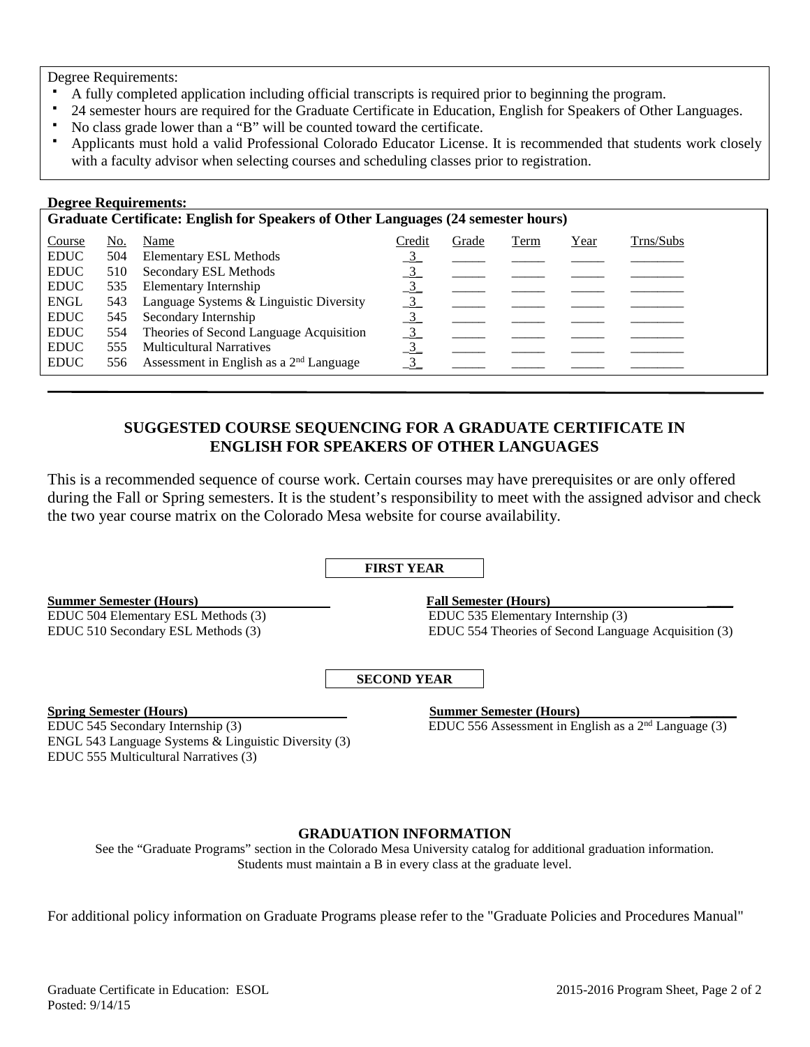Degree Requirements:

- A fully completed application including official transcripts is required prior to beginning the program.
- 24 semester hours are required for the Graduate Certificate in Education, English for Speakers of Other Languages.
- No class grade lower than a "B" will be counted toward the certificate.
- Applicants must hold a valid Professional Colorado Educator License. It is recommended that students work closely with a faculty advisor when selecting courses and scheduling classes prior to registration.

**Degree Requirements:**

**Graduate Certificate: English for Speakers of Other Languages (24 semester hours)**

| Course | No. | Name | Credit | Grade | Term | Year | Trns/Subs |
|---|---|---|---|---|---|---|---|
| EDUC | 504 | Elementary ESL Methods | 3 | | | | |
| EDUC | 510 | Secondary ESL Methods | 3 | | | | |
| EDUC | 535 | Elementary Internship | 3 | | | | |
| ENGL | 543 | Language Systems & Linguistic Diversity | 3 | | | | |
| EDUC | 545 | Secondary Internship | 3 | | | | |
| EDUC | 554 | Theories of Second Language Acquisition | 3 | | | | |
| EDUC | 555 | Multicultural Narratives | 3 | | | | |
| EDUC | 556 | Assessment in English as a 2nd Language | 3 | | | | |

## SUGGESTED COURSE SEQUENCING FOR A GRADUATE CERTIFICATE IN ENGLISH FOR SPEAKERS OF OTHER LANGUAGES

This is a recommended sequence of course work. Certain courses may have prerequisites or are only offered during the Fall or Spring semesters. It is the student's responsibility to meet with the assigned advisor and check the two year course matrix on the Colorado Mesa website for course availability.

### FIRST YEAR

**Summer Semester (Hours)**

EDUC 504 Elementary ESL Methods (3)
EDUC 510 Secondary ESL Methods (3)

**Fall Semester (Hours)**

EDUC 535 Elementary Internship (3)
EDUC 554 Theories of Second Language Acquisition (3)

### SECOND YEAR

**Spring Semester (Hours)**

EDUC 545 Secondary Internship (3)
ENGL 543 Language Systems & Linguistic Diversity (3)
EDUC 555 Multicultural Narratives (3)

**Summer Semester (Hours)**

EDUC 556 Assessment in English as a 2nd Language (3)

### GRADUATION INFORMATION

See the "Graduate Programs" section in the Colorado Mesa University catalog for additional graduation information. Students must maintain a B in every class at the graduate level.

For additional policy information on Graduate Programs please refer to the "Graduate Policies and Procedures Manual"

Graduate Certificate in Education: ESOL
Posted: 9/14/15